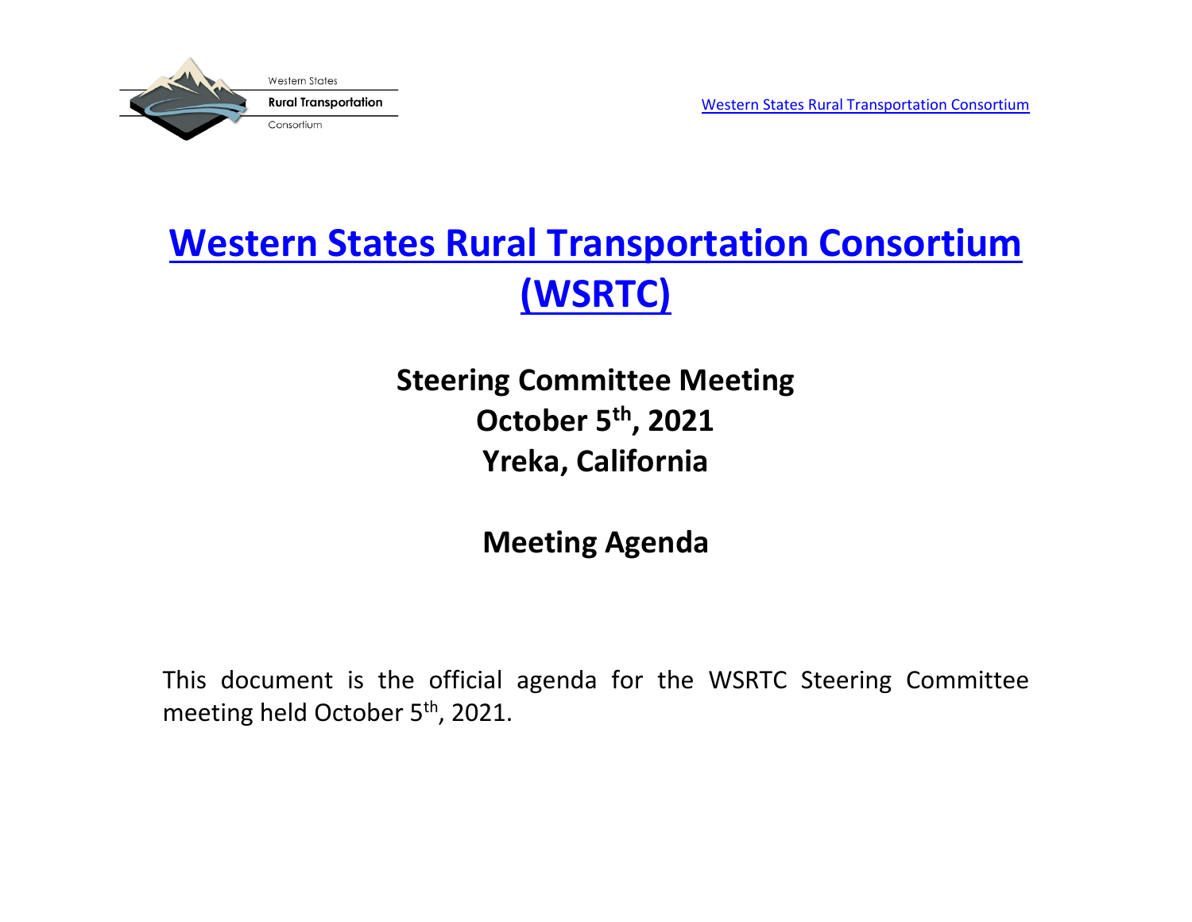Western States Rural Transportation Consortium

# Western States Rural Transportation Consortium (WSRTC)

## Steering Committee Meeting
## October 5th, 2021
## Yreka, California

## Meeting Agenda

This document is the official agenda for the WSRTC Steering Committee meeting held October 5th, 2021.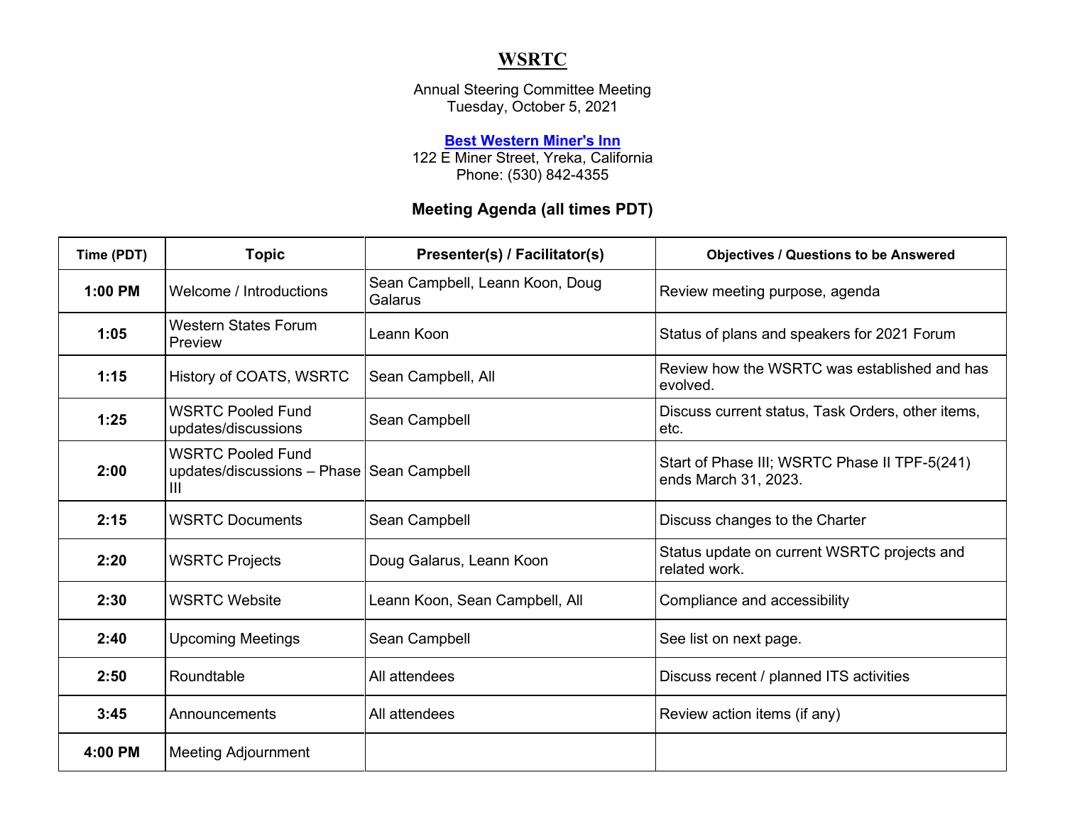# WSRTC

Annual Steering Committee Meeting
Tuesday, October 5, 2021

**Best Western Miner's Inn**
122 E Miner Street, Yreka, California
Phone: (530) 842-4355

## Meeting Agenda (all times PDT)

| Time (PDT) | Topic | Presenter(s) / Facilitator(s) | Objectives / Questions to be Answered |
|---|---|---|---|
| **1:00 PM** | Welcome / Introductions | Sean Campbell, Leann Koon, Doug Galarus | Review meeting purpose, agenda |
| **1:05** | Western States Forum Preview | Leann Koon | Status of plans and speakers for 2021 Forum |
| **1:15** | History of COATS, WSRTC | Sean Campbell, All | Review how the WSRTC was established and has evolved. |
| **1:25** | WSRTC Pooled Fund updates/discussions | Sean Campbell | Discuss current status, Task Orders, other items, etc. |
| **2:00** | WSRTC Pooled Fund updates/discussions – Phase III | Sean Campbell | Start of Phase III; WSRTC Phase II TPF-5(241) ends March 31, 2023. |
| **2:15** | WSRTC Documents | Sean Campbell | Discuss changes to the Charter |
| **2:20** | WSRTC Projects | Doug Galarus, Leann Koon | Status update on current WSRTC projects and related work. |
| **2:30** | WSRTC Website | Leann Koon, Sean Campbell, All | Compliance and accessibility |
| **2:40** | Upcoming Meetings | Sean Campbell | See list on next page. |
| **2:50** | Roundtable | All attendees | Discuss recent / planned ITS activities |
| **3:45** | Announcements | All attendees | Review action items (if any) |
| **4:00 PM** | Meeting Adjournment | | |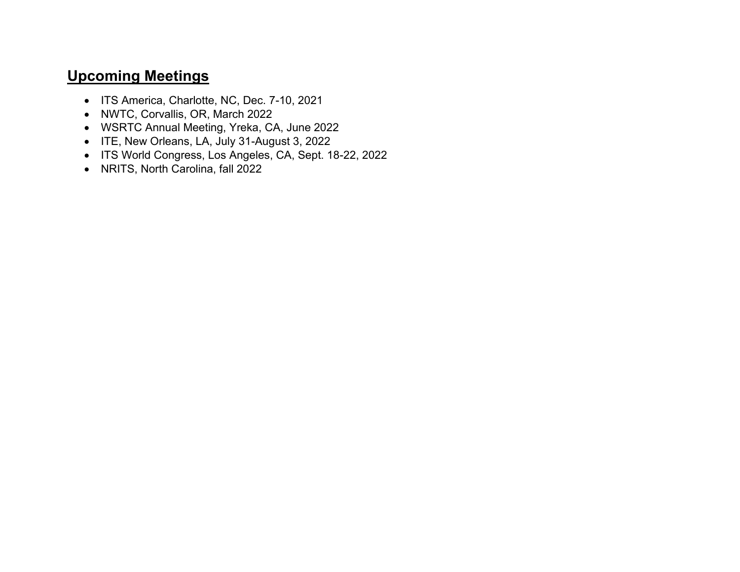## Upcoming Meetings

- ITS America, Charlotte, NC, Dec. 7-10, 2021
- NWTC, Corvallis, OR, March 2022
- WSRTC Annual Meeting, Yreka, CA, June 2022
- ITE, New Orleans, LA, July 31-August 3, 2022
- ITS World Congress, Los Angeles, CA, Sept. 18-22, 2022
- NRITS, North Carolina, fall 2022